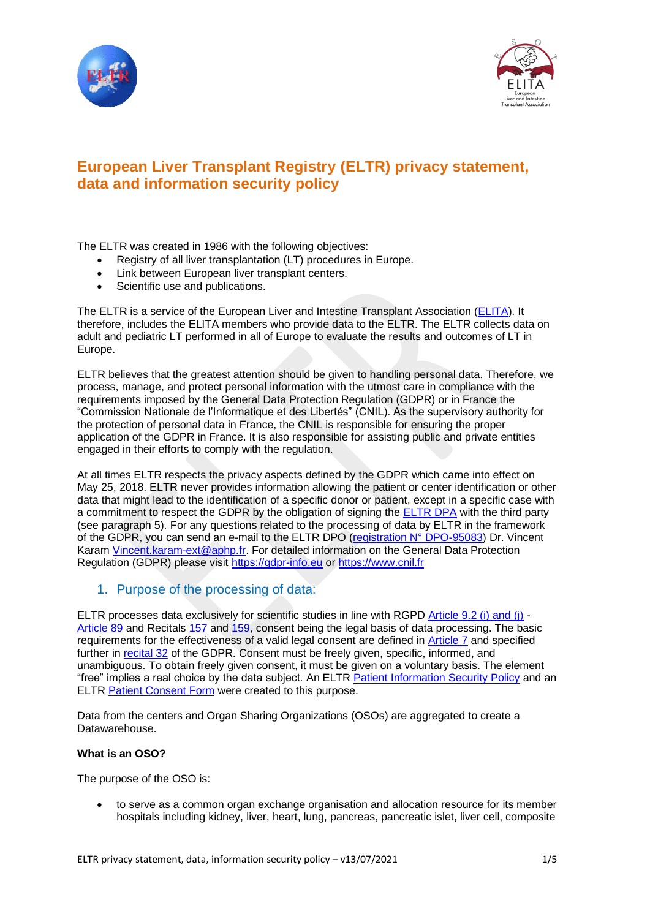# European Liver Transplant Registry (ELTR) privacy statement, data and information security policy

The ELTR was created in 1986 with the following objectives:

- Registry of all liver transplantation (LT) procedures in Europe.
- Link between European liver transplant centers.
- Scientific use and publications.

The ELTR is a service of the European Liver and Intestine Transplant Association (ELITA). It therefore, includes the ELITA members who provide data to the ELTR. The ELTR collects data on adult and pediatric LT performed in all of Europe to evaluate the results and outcomes of LT in Europe.

ELTR believes that the greatest attention should be given to handling personal data. Therefore, we process, manage, and protect personal information with the utmost care in compliance with the requirements imposed by the General Data Protection Regulation (GDPR) or in France the "Commission Nationale de l'Informatique et des Libertés" (CNIL). As the supervisory authority for the protection of personal data in France, the CNIL is responsible for ensuring the proper application of the GDPR in France. It is also responsible for assisting public and private entities engaged in their efforts to comply with the regulation.

At all times ELTR respects the privacy aspects defined by the GDPR which came into effect on May 25, 2018. ELTR never provides information allowing the patient or center identification or other data that might lead to the identification of a specific donor or patient, except in a specific case with a commitment to respect the GDPR by the obligation of signing the ELTR DPA with the third party (see paragraph 5). For any questions related to the processing of data by ELTR in the framework of the GDPR, you can send an e-mail to the ELTR DPO (registration N° DPO-95083) Dr. Vincent Karam Vincent.karam-ext@aphp.fr. For detailed information on the General Data Protection Regulation (GDPR) please visit https://gdpr-info.eu or https://www.cnil.fr

## 1. Purpose of the processing of data:

ELTR processes data exclusively for scientific studies in line with RGPD Article 9.2 (i) and (j) - Article 89 and Recitals 157 and 159, consent being the legal basis of data processing. The basic requirements for the effectiveness of a valid legal consent are defined in Article 7 and specified further in recital 32 of the GDPR. Consent must be freely given, specific, informed, and unambiguous. To obtain freely given consent, it must be given on a voluntary basis. The element "free" implies a real choice by the data subject. An ELTR Patient Information Security Policy and an ELTR Patient Consent Form were created to this purpose.

Data from the centers and Organ Sharing Organizations (OSOs) are aggregated to create a Datawarehouse.

**What is an OSO?**

The purpose of the OSO is:

- to serve as a common organ exchange organisation and allocation resource for its member hospitals including kidney, liver, heart, lung, pancreas, pancreatic islet, liver cell, composite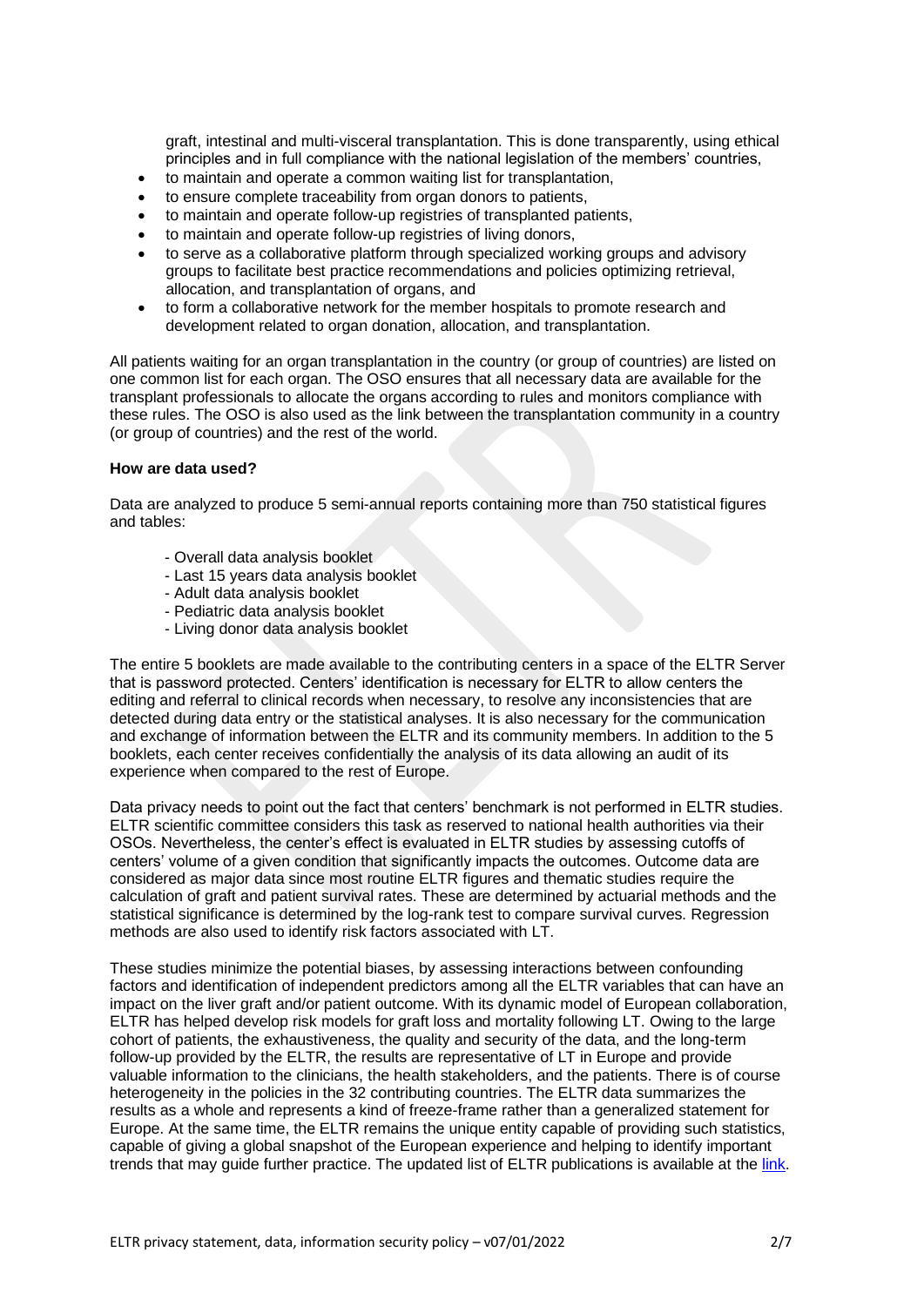graft, intestinal and multi-visceral transplantation. This is done transparently, using ethical principles and in full compliance with the national legislation of the members' countries,

- to maintain and operate a common waiting list for transplantation,
- to ensure complete traceability from organ donors to patients,
- to maintain and operate follow-up registries of transplanted patients,
- to maintain and operate follow-up registries of living donors,
- to serve as a collaborative platform through specialized working groups and advisory groups to facilitate best practice recommendations and policies optimizing retrieval, allocation, and transplantation of organs, and
- to form a collaborative network for the member hospitals to promote research and development related to organ donation, allocation, and transplantation.

All patients waiting for an organ transplantation in the country (or group of countries) are listed on one common list for each organ. The OSO ensures that all necessary data are available for the transplant professionals to allocate the organs according to rules and monitors compliance with these rules. The OSO is also used as the link between the transplantation community in a country (or group of countries) and the rest of the world.

**How are data used?**

Data are analyzed to produce 5 semi-annual reports containing more than 750 statistical figures and tables:

- Overall data analysis booklet
- Last 15 years data analysis booklet
- Adult data analysis booklet
- Pediatric data analysis booklet
- Living donor data analysis booklet

The entire 5 booklets are made available to the contributing centers in a space of the ELTR Server that is password protected. Centers' identification is necessary for ELTR to allow centers the editing and referral to clinical records when necessary, to resolve any inconsistencies that are detected during data entry or the statistical analyses. It is also necessary for the communication and exchange of information between the ELTR and its community members. In addition to the 5 booklets, each center receives confidentially the analysis of its data allowing an audit of its experience when compared to the rest of Europe.

Data privacy needs to point out the fact that centers' benchmark is not performed in ELTR studies. ELTR scientific committee considers this task as reserved to national health authorities via their OSOs. Nevertheless, the center's effect is evaluated in ELTR studies by assessing cutoffs of centers' volume of a given condition that significantly impacts the outcomes. Outcome data are considered as major data since most routine ELTR figures and thematic studies require the calculation of graft and patient survival rates. These are determined by actuarial methods and the statistical significance is determined by the log-rank test to compare survival curves. Regression methods are also used to identify risk factors associated with LT.

These studies minimize the potential biases, by assessing interactions between confounding factors and identification of independent predictors among all the ELTR variables that can have an impact on the liver graft and/or patient outcome. With its dynamic model of European collaboration, ELTR has helped develop risk models for graft loss and mortality following LT. Owing to the large cohort of patients, the exhaustiveness, the quality and security of the data, and the long-term follow-up provided by the ELTR, the results are representative of LT in Europe and provide valuable information to the clinicians, the health stakeholders, and the patients. There is of course heterogeneity in the policies in the 32 contributing countries. The ELTR data summarizes the results as a whole and represents a kind of freeze-frame rather than a generalized statement for Europe. At the same time, the ELTR remains the unique entity capable of providing such statistics, capable of giving a global snapshot of the European experience and helping to identify important trends that may guide further practice. The updated list of ELTR publications is available at the link.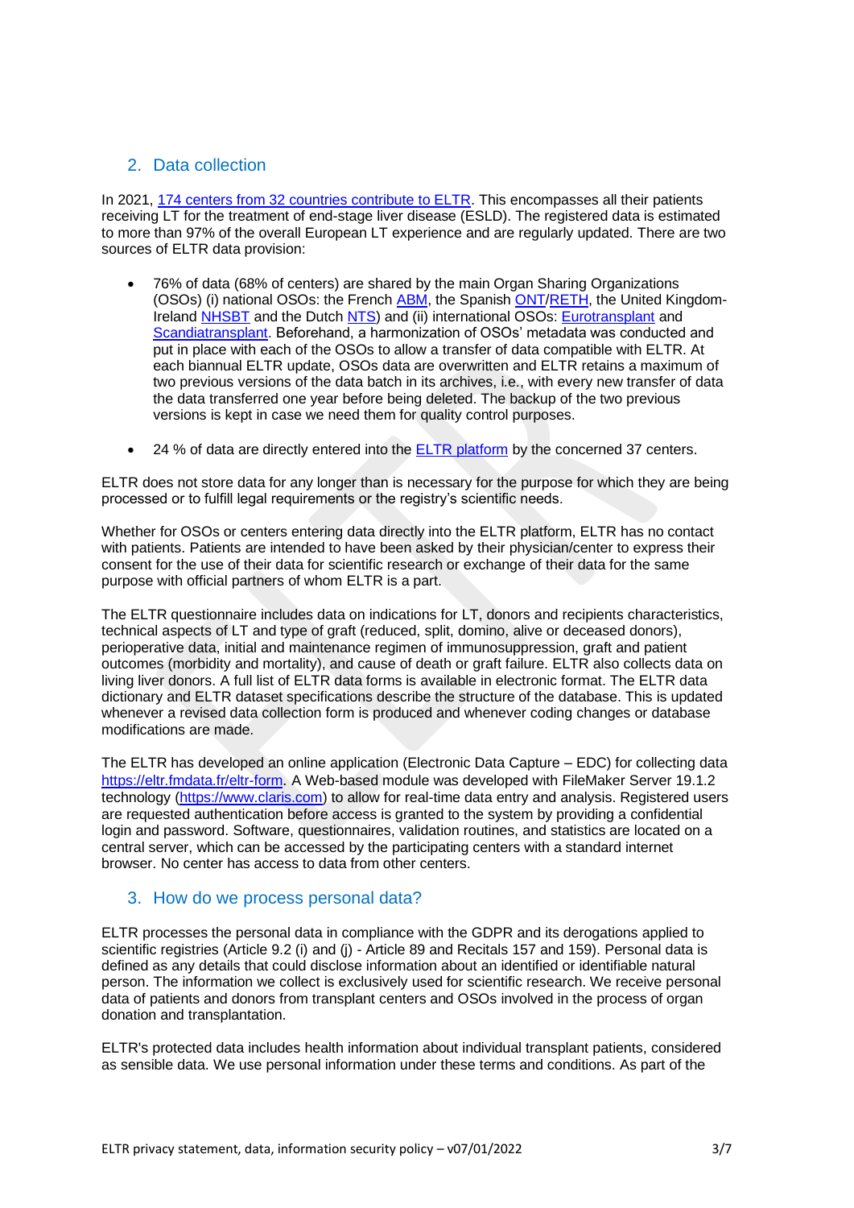## 2. Data collection

In 2021, 174 centers from 32 countries contribute to ELTR. This encompasses all their patients receiving LT for the treatment of end-stage liver disease (ESLD). The registered data is estimated to more than 97% of the overall European LT experience and are regularly updated. There are two sources of ELTR data provision:

- 76% of data (68% of centers) are shared by the main Organ Sharing Organizations (OSOs) (i) national OSOs: the French ABM, the Spanish ONT/RETH, the United Kingdom-Ireland NHSBT and the Dutch NTS) and (ii) international OSOs: Eurotransplant and Scandiatransplant. Beforehand, a harmonization of OSOs' metadata was conducted and put in place with each of the OSOs to allow a transfer of data compatible with ELTR. At each biannual ELTR update, OSOs data are overwritten and ELTR retains a maximum of two previous versions of the data batch in its archives, i.e., with every new transfer of data the data transferred one year before being deleted. The backup of the two previous versions is kept in case we need them for quality control purposes.

- 24 % of data are directly entered into the ELTR platform by the concerned 37 centers.

ELTR does not store data for any longer than is necessary for the purpose for which they are being processed or to fulfill legal requirements or the registry's scientific needs.

Whether for OSOs or centers entering data directly into the ELTR platform, ELTR has no contact with patients. Patients are intended to have been asked by their physician/center to express their consent for the use of their data for scientific research or exchange of their data for the same purpose with official partners of whom ELTR is a part.

The ELTR questionnaire includes data on indications for LT, donors and recipients characteristics, technical aspects of LT and type of graft (reduced, split, domino, alive or deceased donors), perioperative data, initial and maintenance regimen of immunosuppression, graft and patient outcomes (morbidity and mortality), and cause of death or graft failure. ELTR also collects data on living liver donors. A full list of ELTR data forms is available in electronic format. The ELTR data dictionary and ELTR dataset specifications describe the structure of the database. This is updated whenever a revised data collection form is produced and whenever coding changes or database modifications are made.

The ELTR has developed an online application (Electronic Data Capture – EDC) for collecting data https://eltr.fmdata.fr/eltr-form. A Web-based module was developed with FileMaker Server 19.1.2 technology (https://www.claris.com) to allow for real-time data entry and analysis. Registered users are requested authentication before access is granted to the system by providing a confidential login and password. Software, questionnaires, validation routines, and statistics are located on a central server, which can be accessed by the participating centers with a standard internet browser. No center has access to data from other centers.

## 3. How do we process personal data?

ELTR processes the personal data in compliance with the GDPR and its derogations applied to scientific registries (Article 9.2 (i) and (j) - Article 89 and Recitals 157 and 159). Personal data is defined as any details that could disclose information about an identified or identifiable natural person. The information we collect is exclusively used for scientific research. We receive personal data of patients and donors from transplant centers and OSOs involved in the process of organ donation and transplantation.

ELTR's protected data includes health information about individual transplant patients, considered as sensible data. We use personal information under these terms and conditions. As part of the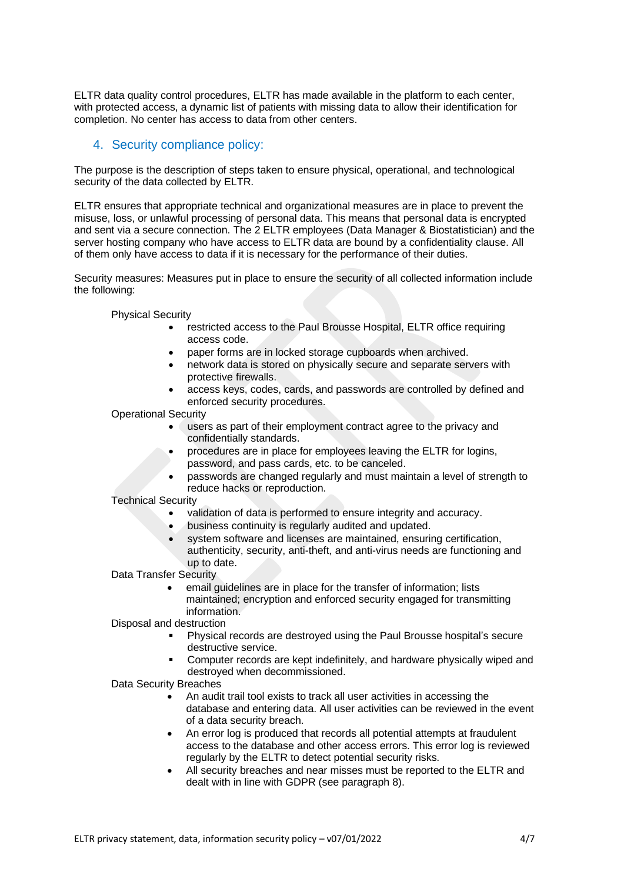ELTR data quality control procedures, ELTR has made available in the platform to each center, with protected access, a dynamic list of patients with missing data to allow their identification for completion. No center has access to data from other centers.

## 4. Security compliance policy:

The purpose is the description of steps taken to ensure physical, operational, and technological security of the data collected by ELTR.

ELTR ensures that appropriate technical and organizational measures are in place to prevent the misuse, loss, or unlawful processing of personal data. This means that personal data is encrypted and sent via a secure connection. The 2 ELTR employees (Data Manager & Biostatistician) and the server hosting company who have access to ELTR data are bound by a confidentiality clause. All of them only have access to data if it is necessary for the performance of their duties.

Security measures: Measures put in place to ensure the security of all collected information include the following:

Physical Security

- restricted access to the Paul Brousse Hospital, ELTR office requiring access code.
- paper forms are in locked storage cupboards when archived.
- network data is stored on physically secure and separate servers with protective firewalls.
- access keys, codes, cards, and passwords are controlled by defined and enforced security procedures.

Operational Security

- users as part of their employment contract agree to the privacy and confidentially standards.
- procedures are in place for employees leaving the ELTR for logins, password, and pass cards, etc. to be canceled.
- passwords are changed regularly and must maintain a level of strength to reduce hacks or reproduction.

Technical Security

- validation of data is performed to ensure integrity and accuracy.
- business continuity is regularly audited and updated.
- system software and licenses are maintained, ensuring certification, authenticity, security, anti-theft, and anti-virus needs are functioning and up to date.

Data Transfer Security

- email guidelines are in place for the transfer of information; lists maintained; encryption and enforced security engaged for transmitting information.

Disposal and destruction

- Physical records are destroyed using the Paul Brousse hospital's secure destructive service.
- Computer records are kept indefinitely, and hardware physically wiped and destroyed when decommissioned.

Data Security Breaches

- An audit trail tool exists to track all user activities in accessing the database and entering data. All user activities can be reviewed in the event of a data security breach.
- An error log is produced that records all potential attempts at fraudulent access to the database and other access errors. This error log is reviewed regularly by the ELTR to detect potential security risks.
- All security breaches and near misses must be reported to the ELTR and dealt with in line with GDPR (see paragraph 8).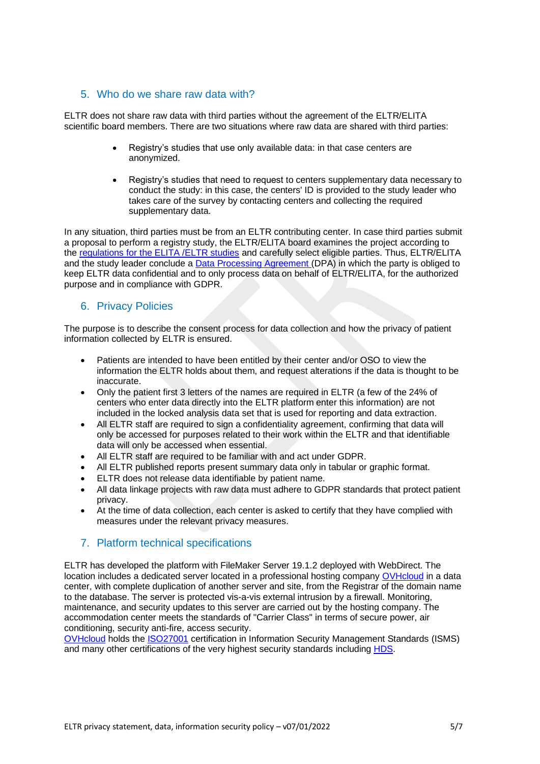## 5. Who do we share raw data with?

ELTR does not share raw data with third parties without the agreement of the ELTR/ELITA scientific board members. There are two situations where raw data are shared with third parties:

- Registry's studies that use only available data: in that case centers are anonymized.
- Registry's studies that need to request to centers supplementary data necessary to conduct the study: in this case, the centers' ID is provided to the study leader who takes care of the survey by contacting centers and collecting the required supplementary data.

In any situation, third parties must be from an ELTR contributing center. In case third parties submit a proposal to perform a registry study, the ELTR/ELITA board examines the project according to the regulations for the ELITA /ELTR studies and carefully select eligible parties. Thus, ELTR/ELITA and the study leader conclude a Data Processing Agreement (DPA) in which the party is obliged to keep ELTR data confidential and to only process data on behalf of ELTR/ELITA, for the authorized purpose and in compliance with GDPR.

## 6. Privacy Policies

The purpose is to describe the consent process for data collection and how the privacy of patient information collected by ELTR is ensured.

- Patients are intended to have been entitled by their center and/or OSO to view the information the ELTR holds about them, and request alterations if the data is thought to be inaccurate.
- Only the patient first 3 letters of the names are required in ELTR (a few of the 24% of centers who enter data directly into the ELTR platform enter this information) are not included in the locked analysis data set that is used for reporting and data extraction.
- All ELTR staff are required to sign a confidentiality agreement, confirming that data will only be accessed for purposes related to their work within the ELTR and that identifiable data will only be accessed when essential.
- All ELTR staff are required to be familiar with and act under GDPR.
- All ELTR published reports present summary data only in tabular or graphic format.
- ELTR does not release data identifiable by patient name.
- All data linkage projects with raw data must adhere to GDPR standards that protect patient privacy.
- At the time of data collection, each center is asked to certify that they have complied with measures under the relevant privacy measures.

## 7. Platform technical specifications

ELTR has developed the platform with FileMaker Server 19.1.2 deployed with WebDirect. The location includes a dedicated server located in a professional hosting company OVHcloud in a data center, with complete duplication of another server and site, from the Registrar of the domain name to the database. The server is protected vis-a-vis external intrusion by a firewall. Monitoring, maintenance, and security updates to this server are carried out by the hosting company. The accommodation center meets the standards of "Carrier Class" in terms of secure power, air conditioning, security anti-fire, access security.
OVHcloud holds the ISO27001 certification in Information Security Management Standards (ISMS) and many other certifications of the very highest security standards including HDS.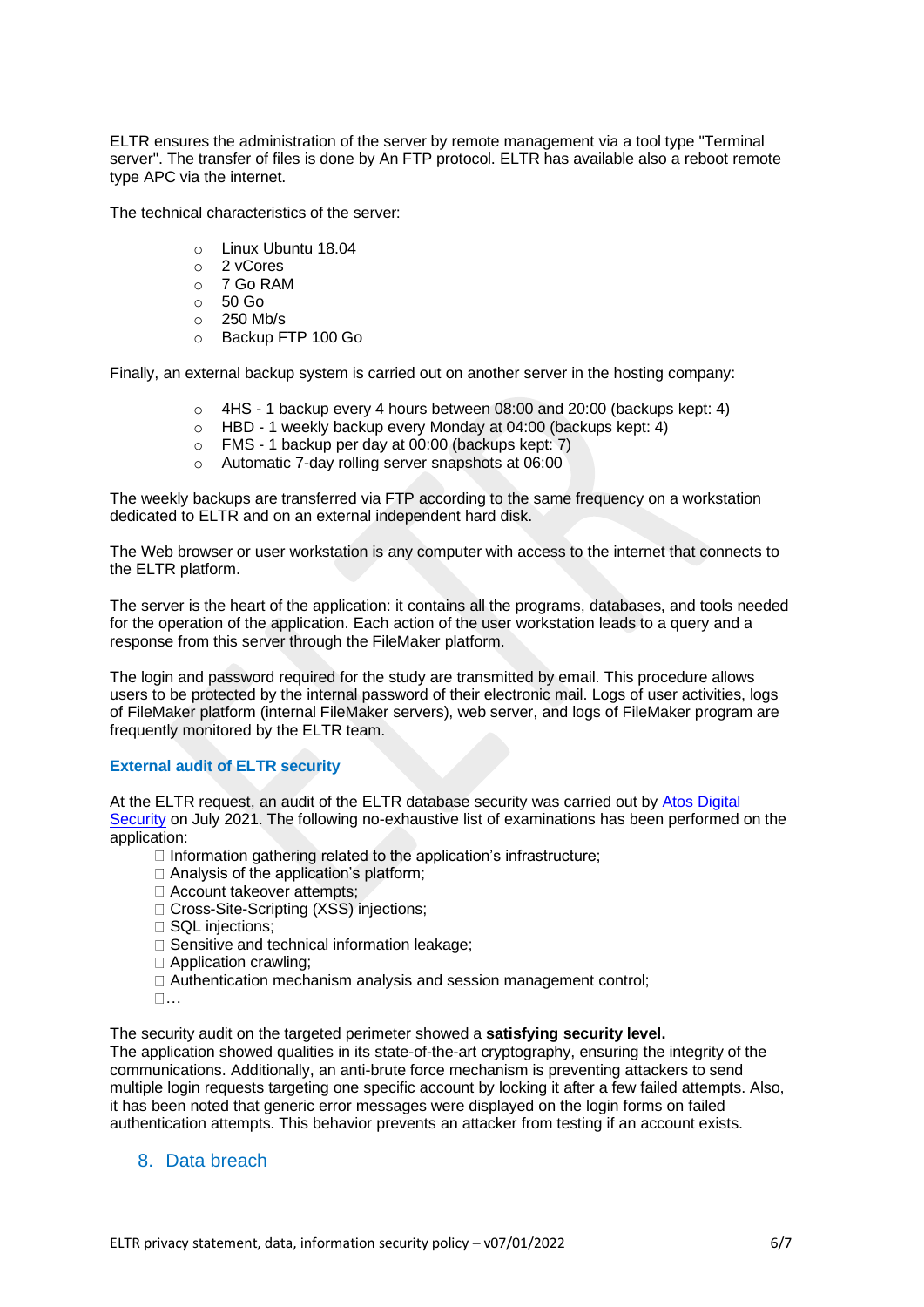ELTR ensures the administration of the server by remote management via a tool type "Terminal server". The transfer of files is done by An FTP protocol. ELTR has available also a reboot remote type APC via the internet.

The technical characteristics of the server:

- Linux Ubuntu 18.04
- 2 vCores
- 7 Go RAM
- 50 Go
- 250 Mb/s
- Backup FTP 100 Go

Finally, an external backup system is carried out on another server in the hosting company:

- 4HS - 1 backup every 4 hours between 08:00 and 20:00 (backups kept: 4)
- HBD - 1 weekly backup every Monday at 04:00 (backups kept: 4)
- FMS - 1 backup per day at 00:00 (backups kept: 7)
- Automatic 7-day rolling server snapshots at 06:00

The weekly backups are transferred via FTP according to the same frequency on a workstation dedicated to ELTR and on an external independent hard disk.

The Web browser or user workstation is any computer with access to the internet that connects to the ELTR platform.

The server is the heart of the application: it contains all the programs, databases, and tools needed for the operation of the application. Each action of the user workstation leads to a query and a response from this server through the FileMaker platform.

The login and password required for the study are transmitted by email. This procedure allows users to be protected by the internal password of their electronic mail. Logs of user activities, logs of FileMaker platform (internal FileMaker servers), web server, and logs of FileMaker program are frequently monitored by the ELTR team.

### External audit of ELTR security

At the ELTR request, an audit of the ELTR database security was carried out by Atos Digital Security on July 2021. The following no-exhaustive list of examinations has been performed on the application:

- Information gathering related to the application's infrastructure;
- Analysis of the application's platform;
- Account takeover attempts;
- Cross-Site-Scripting (XSS) injections;
- SQL injections;
- Sensitive and technical information leakage;
- Application crawling;
- Authentication mechanism analysis and session management control;
- …

The security audit on the targeted perimeter showed a **satisfying security level.**
The application showed qualities in its state-of-the-art cryptography, ensuring the integrity of the communications. Additionally, an anti-brute force mechanism is preventing attackers to send multiple login requests targeting one specific account by locking it after a few failed attempts. Also, it has been noted that generic error messages were displayed on the login forms on failed authentication attempts. This behavior prevents an attacker from testing if an account exists.

## 8. Data breach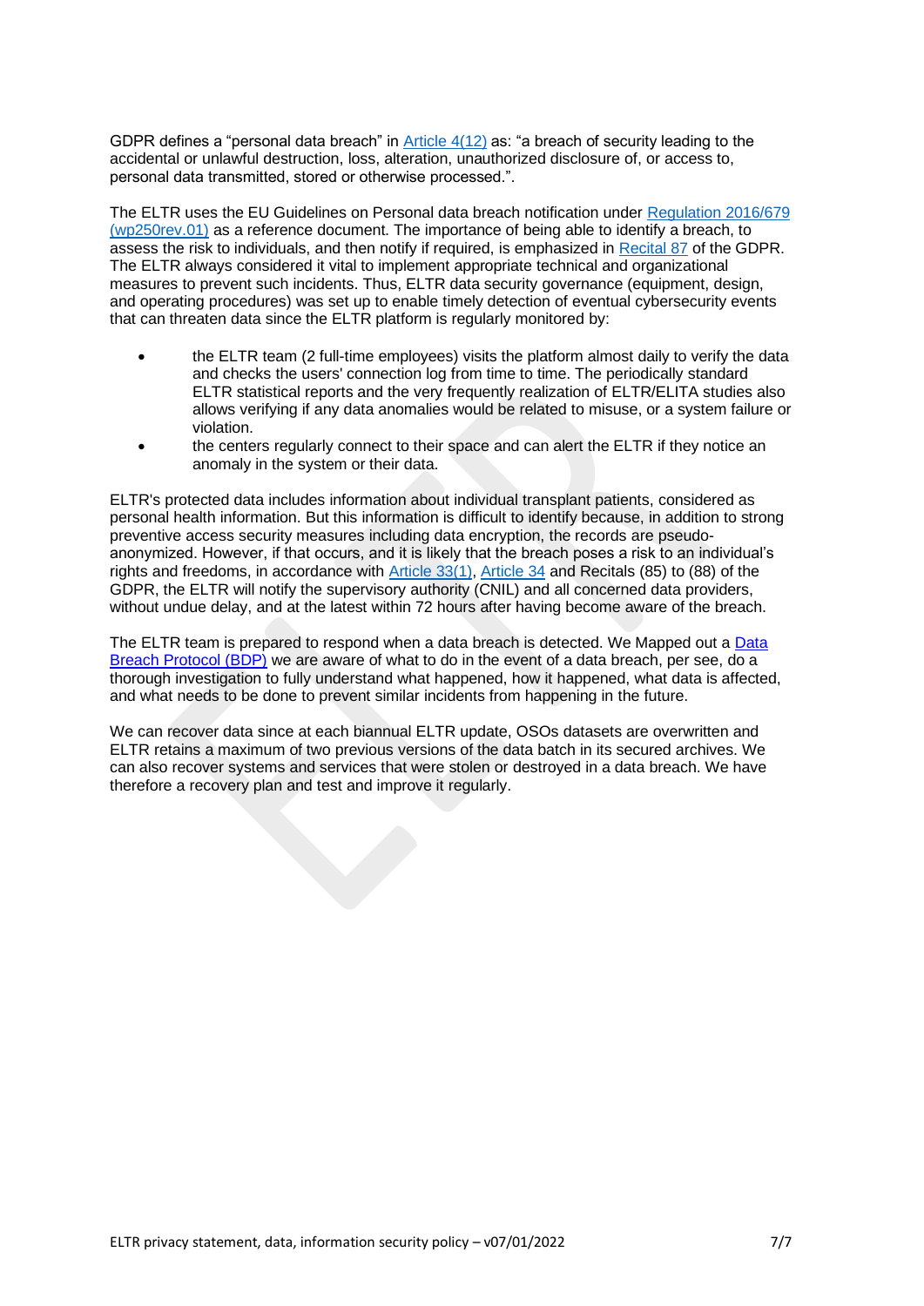GDPR defines a "personal data breach" in Article 4(12) as: "a breach of security leading to the accidental or unlawful destruction, loss, alteration, unauthorized disclosure of, or access to, personal data transmitted, stored or otherwise processed.".

The ELTR uses the EU Guidelines on Personal data breach notification under Regulation 2016/679 (wp250rev.01) as a reference document. The importance of being able to identify a breach, to assess the risk to individuals, and then notify if required, is emphasized in Recital 87 of the GDPR. The ELTR always considered it vital to implement appropriate technical and organizational measures to prevent such incidents. Thus, ELTR data security governance (equipment, design, and operating procedures) was set up to enable timely detection of eventual cybersecurity events that can threaten data since the ELTR platform is regularly monitored by:

- the ELTR team (2 full-time employees) visits the platform almost daily to verify the data and checks the users' connection log from time to time. The periodically standard ELTR statistical reports and the very frequently realization of ELTR/ELITA studies also allows verifying if any data anomalies would be related to misuse, or a system failure or violation.
- the centers regularly connect to their space and can alert the ELTR if they notice an anomaly in the system or their data.

ELTR's protected data includes information about individual transplant patients, considered as personal health information. But this information is difficult to identify because, in addition to strong preventive access security measures including data encryption, the records are pseudo-anonymized. However, if that occurs, and it is likely that the breach poses a risk to an individual's rights and freedoms, in accordance with Article 33(1), Article 34 and Recitals (85) to (88) of the GDPR, the ELTR will notify the supervisory authority (CNIL) and all concerned data providers, without undue delay, and at the latest within 72 hours after having become aware of the breach.

The ELTR team is prepared to respond when a data breach is detected. We Mapped out a Data Breach Protocol (BDP) we are aware of what to do in the event of a data breach, per see, do a thorough investigation to fully understand what happened, how it happened, what data is affected, and what needs to be done to prevent similar incidents from happening in the future.

We can recover data since at each biannual ELTR update, OSOs datasets are overwritten and ELTR retains a maximum of two previous versions of the data batch in its secured archives. We can also recover systems and services that were stolen or destroyed in a data breach. We have therefore a recovery plan and test and improve it regularly.